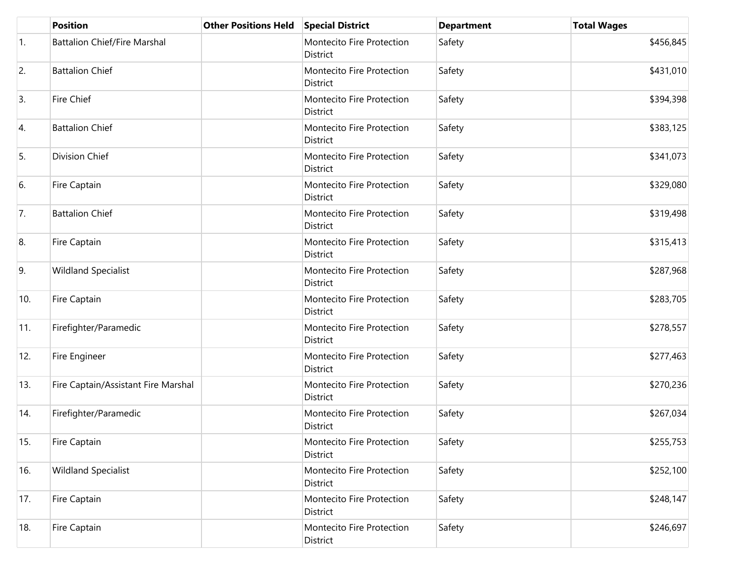| | Position | Other Positions Held | Special District | Department | Total Wages |
|---|---|---|---|---|---|
| 1. | Battalion Chief/Fire Marshal | | Montecito Fire Protection District | Safety | $456,845 |
| 2. | Battalion Chief | | Montecito Fire Protection District | Safety | $431,010 |
| 3. | Fire Chief | | Montecito Fire Protection District | Safety | $394,398 |
| 4. | Battalion Chief | | Montecito Fire Protection District | Safety | $383,125 |
| 5. | Division Chief | | Montecito Fire Protection District | Safety | $341,073 |
| 6. | Fire Captain | | Montecito Fire Protection District | Safety | $329,080 |
| 7. | Battalion Chief | | Montecito Fire Protection District | Safety | $319,498 |
| 8. | Fire Captain | | Montecito Fire Protection District | Safety | $315,413 |
| 9. | Wildland Specialist | | Montecito Fire Protection District | Safety | $287,968 |
| 10. | Fire Captain | | Montecito Fire Protection District | Safety | $283,705 |
| 11. | Firefighter/Paramedic | | Montecito Fire Protection District | Safety | $278,557 |
| 12. | Fire Engineer | | Montecito Fire Protection District | Safety | $277,463 |
| 13. | Fire Captain/Assistant Fire Marshal | | Montecito Fire Protection District | Safety | $270,236 |
| 14. | Firefighter/Paramedic | | Montecito Fire Protection District | Safety | $267,034 |
| 15. | Fire Captain | | Montecito Fire Protection District | Safety | $255,753 |
| 16. | Wildland Specialist | | Montecito Fire Protection District | Safety | $252,100 |
| 17. | Fire Captain | | Montecito Fire Protection District | Safety | $248,147 |
| 18. | Fire Captain | | Montecito Fire Protection District | Safety | $246,697 |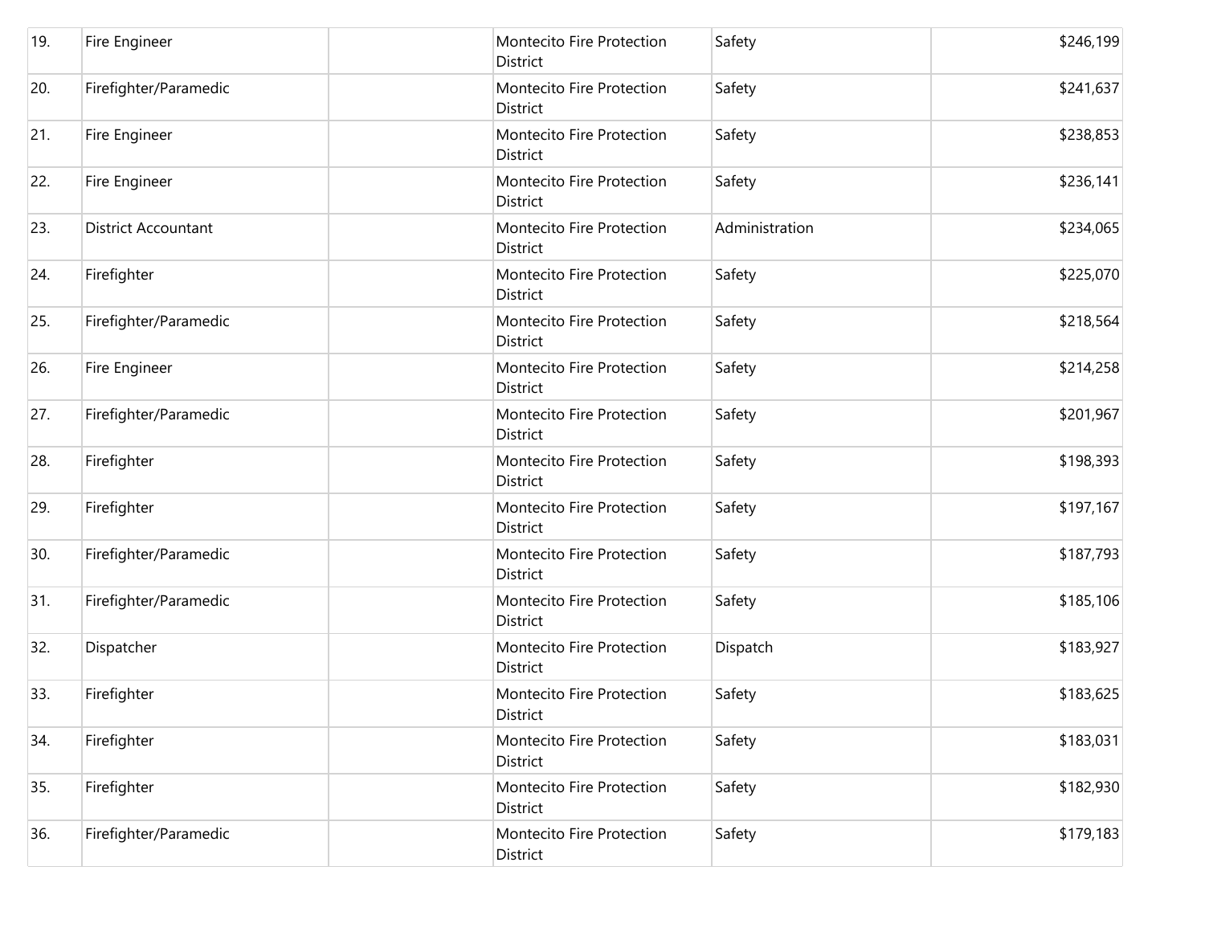| | | | | | |
|---|---|---|---|---|---|
| 19. | Fire Engineer | | Montecito Fire Protection District | Safety | $246,199 |
| 20. | Firefighter/Paramedic | | Montecito Fire Protection District | Safety | $241,637 |
| 21. | Fire Engineer | | Montecito Fire Protection District | Safety | $238,853 |
| 22. | Fire Engineer | | Montecito Fire Protection District | Safety | $236,141 |
| 23. | District Accountant | | Montecito Fire Protection District | Administration | $234,065 |
| 24. | Firefighter | | Montecito Fire Protection District | Safety | $225,070 |
| 25. | Firefighter/Paramedic | | Montecito Fire Protection District | Safety | $218,564 |
| 26. | Fire Engineer | | Montecito Fire Protection District | Safety | $214,258 |
| 27. | Firefighter/Paramedic | | Montecito Fire Protection District | Safety | $201,967 |
| 28. | Firefighter | | Montecito Fire Protection District | Safety | $198,393 |
| 29. | Firefighter | | Montecito Fire Protection District | Safety | $197,167 |
| 30. | Firefighter/Paramedic | | Montecito Fire Protection District | Safety | $187,793 |
| 31. | Firefighter/Paramedic | | Montecito Fire Protection District | Safety | $185,106 |
| 32. | Dispatcher | | Montecito Fire Protection District | Dispatch | $183,927 |
| 33. | Firefighter | | Montecito Fire Protection District | Safety | $183,625 |
| 34. | Firefighter | | Montecito Fire Protection District | Safety | $183,031 |
| 35. | Firefighter | | Montecito Fire Protection District | Safety | $182,930 |
| 36. | Firefighter/Paramedic | | Montecito Fire Protection District | Safety | $179,183 |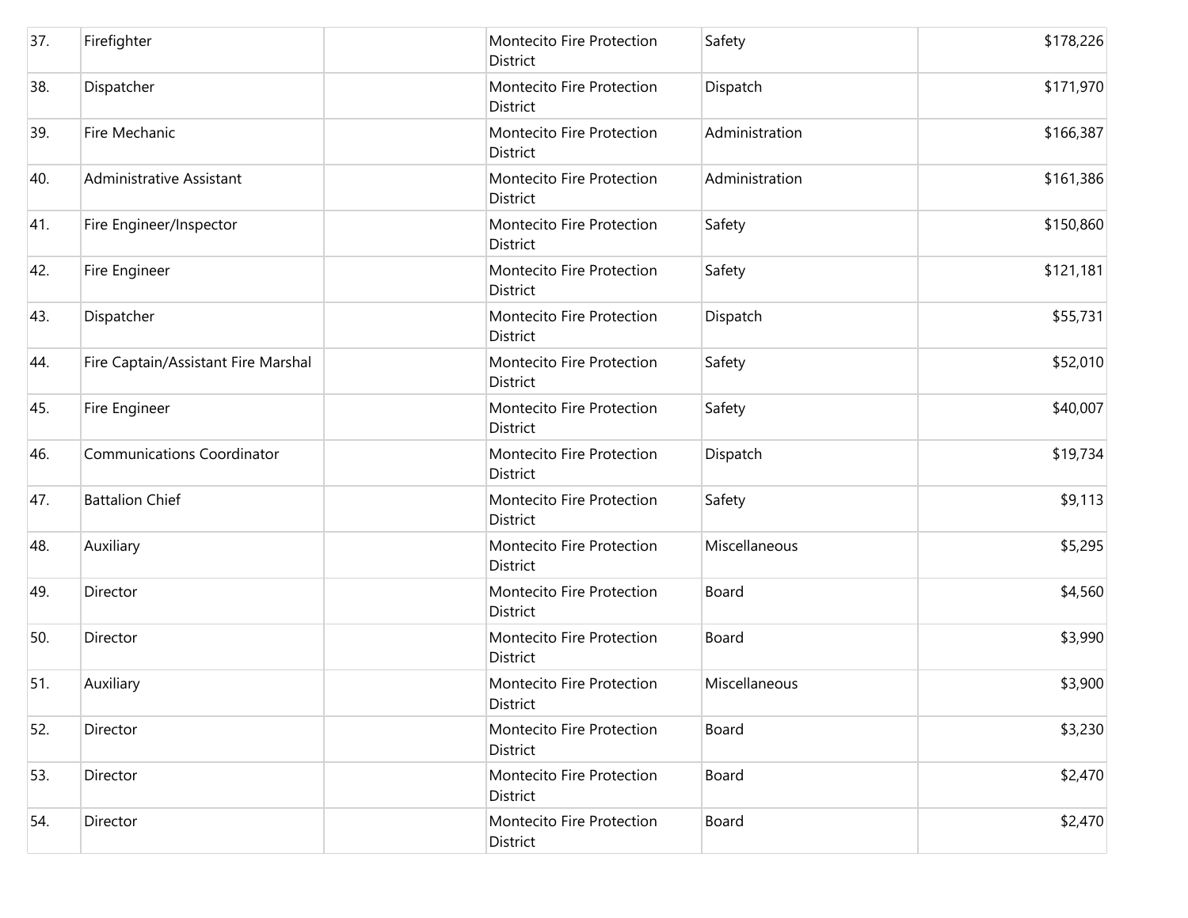| | | | | | |
|---|---|---|---|---|---|
| 37. | Firefighter | | Montecito Fire Protection District | Safety | $178,226 |
| 38. | Dispatcher | | Montecito Fire Protection District | Dispatch | $171,970 |
| 39. | Fire Mechanic | | Montecito Fire Protection District | Administration | $166,387 |
| 40. | Administrative Assistant | | Montecito Fire Protection District | Administration | $161,386 |
| 41. | Fire Engineer/Inspector | | Montecito Fire Protection District | Safety | $150,860 |
| 42. | Fire Engineer | | Montecito Fire Protection District | Safety | $121,181 |
| 43. | Dispatcher | | Montecito Fire Protection District | Dispatch | $55,731 |
| 44. | Fire Captain/Assistant Fire Marshal | | Montecito Fire Protection District | Safety | $52,010 |
| 45. | Fire Engineer | | Montecito Fire Protection District | Safety | $40,007 |
| 46. | Communications Coordinator | | Montecito Fire Protection District | Dispatch | $19,734 |
| 47. | Battalion Chief | | Montecito Fire Protection District | Safety | $9,113 |
| 48. | Auxiliary | | Montecito Fire Protection District | Miscellaneous | $5,295 |
| 49. | Director | | Montecito Fire Protection District | Board | $4,560 |
| 50. | Director | | Montecito Fire Protection District | Board | $3,990 |
| 51. | Auxiliary | | Montecito Fire Protection District | Miscellaneous | $3,900 |
| 52. | Director | | Montecito Fire Protection District | Board | $3,230 |
| 53. | Director | | Montecito Fire Protection District | Board | $2,470 |
| 54. | Director | | Montecito Fire Protection District | Board | $2,470 |